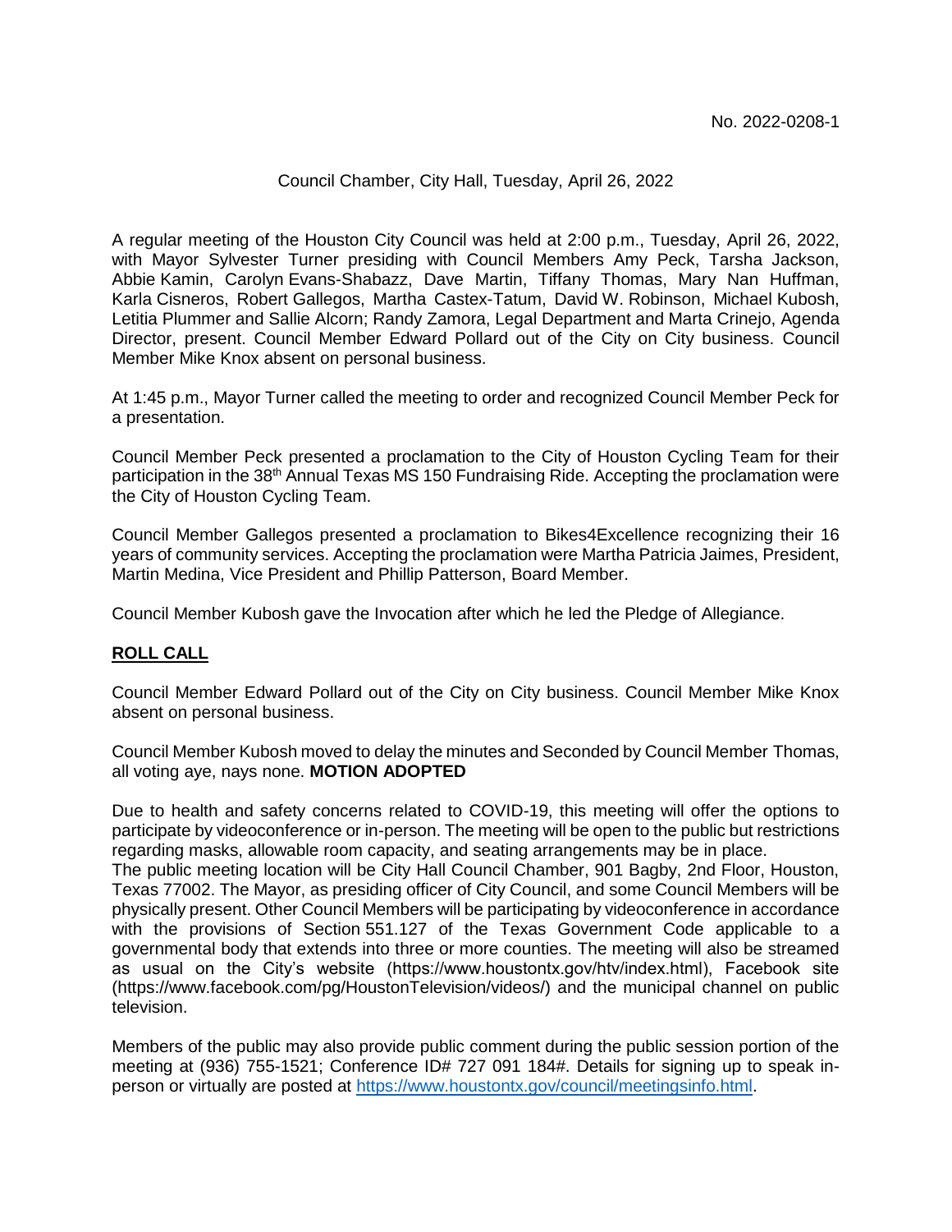No. 2022-0208-1

Council Chamber, City Hall, Tuesday, April 26, 2022

A regular meeting of the Houston City Council was held at 2:00 p.m., Tuesday, April 26, 2022, with Mayor Sylvester Turner presiding with Council Members Amy Peck, Tarsha Jackson, Abbie Kamin, Carolyn Evans-Shabazz, Dave Martin, Tiffany Thomas, Mary Nan Huffman, Karla Cisneros, Robert Gallegos, Martha Castex-Tatum, David W. Robinson, Michael Kubosh, Letitia Plummer and Sallie Alcorn; Randy Zamora, Legal Department and Marta Crinejo, Agenda Director, present. Council Member Edward Pollard out of the City on City business. Council Member Mike Knox absent on personal business.

At 1:45 p.m., Mayor Turner called the meeting to order and recognized Council Member Peck for a presentation.

Council Member Peck presented a proclamation to the City of Houston Cycling Team for their participation in the 38th Annual Texas MS 150 Fundraising Ride. Accepting the proclamation were the City of Houston Cycling Team.

Council Member Gallegos presented a proclamation to Bikes4Excellence recognizing their 16 years of community services. Accepting the proclamation were Martha Patricia Jaimes, President, Martin Medina, Vice President and Phillip Patterson, Board Member.

Council Member Kubosh gave the Invocation after which he led the Pledge of Allegiance.

**ROLL CALL**

Council Member Edward Pollard out of the City on City business. Council Member Mike Knox absent on personal business.

Council Member Kubosh moved to delay the minutes and Seconded by Council Member Thomas, all voting aye, nays none. **MOTION ADOPTED**

Due to health and safety concerns related to COVID-19, this meeting will offer the options to participate by videoconference or in-person. The meeting will be open to the public but restrictions regarding masks, allowable room capacity, and seating arrangements may be in place.
The public meeting location will be City Hall Council Chamber, 901 Bagby, 2nd Floor, Houston, Texas 77002. The Mayor, as presiding officer of City Council, and some Council Members will be physically present. Other Council Members will be participating by videoconference in accordance with the provisions of Section 551.127 of the Texas Government Code applicable to a governmental body that extends into three or more counties. The meeting will also be streamed as usual on the City's website (https://www.houstontx.gov/htv/index.html), Facebook site (https://www.facebook.com/pg/HoustonTelevision/videos/) and the municipal channel on public television.

Members of the public may also provide public comment during the public session portion of the meeting at (936) 755-1521; Conference ID# 727 091 184#. Details for signing up to speak in-person or virtually are posted at https://www.houstontx.gov/council/meetingsinfo.html.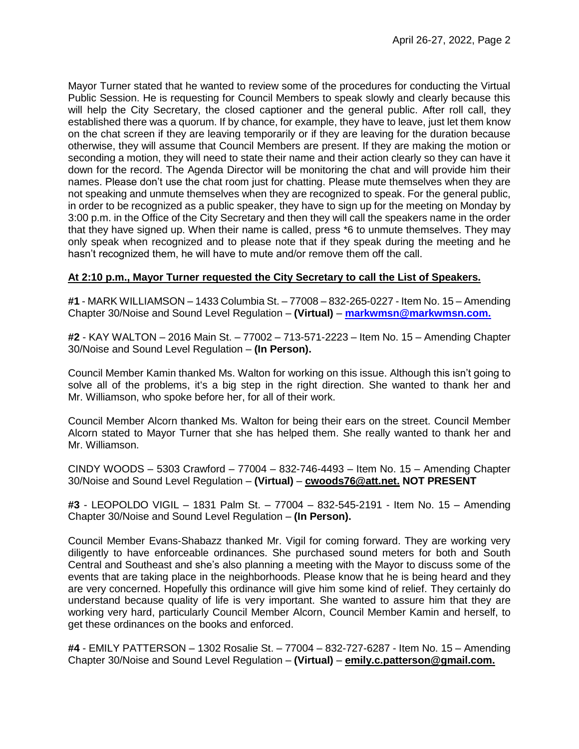Mayor Turner stated that he wanted to review some of the procedures for conducting the Virtual Public Session. He is requesting for Council Members to speak slowly and clearly because this will help the City Secretary, the closed captioner and the general public. After roll call, they established there was a quorum. If by chance, for example, they have to leave, just let them know on the chat screen if they are leaving temporarily or if they are leaving for the duration because otherwise, they will assume that Council Members are present. If they are making the motion or seconding a motion, they will need to state their name and their action clearly so they can have it down for the record. The Agenda Director will be monitoring the chat and will provide him their names. Please don't use the chat room just for chatting. Please mute themselves when they are not speaking and unmute themselves when they are recognized to speak. For the general public, in order to be recognized as a public speaker, they have to sign up for the meeting on Monday by 3:00 p.m. in the Office of the City Secretary and then they will call the speakers name in the order that they have signed up. When their name is called, press *6 to unmute themselves. They may only speak when recognized and to please note that if they speak during the meeting and he hasn't recognized them, he will have to mute and/or remove them off the call.

**At 2:10 p.m., Mayor Turner requested the City Secretary to call the List of Speakers.**

**#1** - MARK WILLIAMSON – 1433 Columbia St. – 77008 – 832-265-0227 - Item No. 15 – Amending Chapter 30/Noise and Sound Level Regulation – **(Virtual)** – **markwmsn@markwmsn.com.**

**#2** - KAY WALTON – 2016 Main St. – 77002 – 713-571-2223 – Item No. 15 – Amending Chapter 30/Noise and Sound Level Regulation – **(In Person).**

Council Member Kamin thanked Ms. Walton for working on this issue. Although this isn't going to solve all of the problems, it's a big step in the right direction. She wanted to thank her and Mr. Williamson, who spoke before her, for all of their work.

Council Member Alcorn thanked Ms. Walton for being their ears on the street. Council Member Alcorn stated to Mayor Turner that she has helped them. She really wanted to thank her and Mr. Williamson.

CINDY WOODS – 5303 Crawford – 77004 – 832-746-4493 – Item No. 15 – Amending Chapter 30/Noise and Sound Level Regulation – **(Virtual)** – **cwoods76@att.net. NOT PRESENT**

**#3** - LEOPOLDO VIGIL – 1831 Palm St. – 77004 – 832-545-2191 - Item No. 15 – Amending Chapter 30/Noise and Sound Level Regulation – **(In Person).**

Council Member Evans-Shabazz thanked Mr. Vigil for coming forward. They are working very diligently to have enforceable ordinances. She purchased sound meters for both and South Central and Southeast and she's also planning a meeting with the Mayor to discuss some of the events that are taking place in the neighborhoods. Please know that he is being heard and they are very concerned. Hopefully this ordinance will give him some kind of relief. They certainly do understand because quality of life is very important. She wanted to assure him that they are working very hard, particularly Council Member Alcorn, Council Member Kamin and herself, to get these ordinances on the books and enforced.

**#4** - EMILY PATTERSON – 1302 Rosalie St. – 77004 – 832-727-6287 - Item No. 15 – Amending Chapter 30/Noise and Sound Level Regulation – **(Virtual)** – **emily.c.patterson@gmail.com.**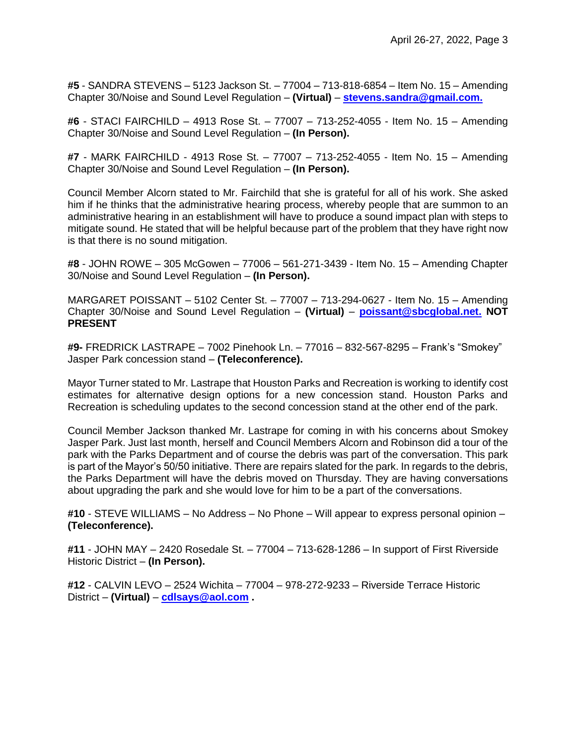**#5** - SANDRA STEVENS – 5123 Jackson St. – 77004 – 713-818-6854 – Item No. 15 – Amending Chapter 30/Noise and Sound Level Regulation – **(Virtual)** – **stevens.sandra@gmail.com.**

**#6** - STACI FAIRCHILD – 4913 Rose St. – 77007 – 713-252-4055 - Item No. 15 – Amending Chapter 30/Noise and Sound Level Regulation – **(In Person).**

**#7** - MARK FAIRCHILD - 4913 Rose St. – 77007 – 713-252-4055 - Item No. 15 – Amending Chapter 30/Noise and Sound Level Regulation – **(In Person).**

Council Member Alcorn stated to Mr. Fairchild that she is grateful for all of his work. She asked him if he thinks that the administrative hearing process, whereby people that are summon to an administrative hearing in an establishment will have to produce a sound impact plan with steps to mitigate sound. He stated that will be helpful because part of the problem that they have right now is that there is no sound mitigation.

**#8** - JOHN ROWE – 305 McGowen – 77006 – 561-271-3439 - Item No. 15 – Amending Chapter 30/Noise and Sound Level Regulation – **(In Person).**

MARGARET POISSANT – 5102 Center St. – 77007 – 713-294-0627 - Item No. 15 – Amending Chapter 30/Noise and Sound Level Regulation – **(Virtual)** – **poissant@sbcglobal.net. NOT PRESENT**

**#9-** FREDRICK LASTRAPE – 7002 Pinehook Ln. – 77016 – 832-567-8295 – Frank's "Smokey" Jasper Park concession stand – **(Teleconference).**

Mayor Turner stated to Mr. Lastrape that Houston Parks and Recreation is working to identify cost estimates for alternative design options for a new concession stand. Houston Parks and Recreation is scheduling updates to the second concession stand at the other end of the park.

Council Member Jackson thanked Mr. Lastrape for coming in with his concerns about Smokey Jasper Park. Just last month, herself and Council Members Alcorn and Robinson did a tour of the park with the Parks Department and of course the debris was part of the conversation. This park is part of the Mayor's 50/50 initiative. There are repairs slated for the park. In regards to the debris, the Parks Department will have the debris moved on Thursday. They are having conversations about upgrading the park and she would love for him to be a part of the conversations.

**#10** - STEVE WILLIAMS – No Address – No Phone – Will appear to express personal opinion – **(Teleconference).**

**#11** - JOHN MAY – 2420 Rosedale St. – 77004 – 713-628-1286 – In support of First Riverside Historic District – **(In Person).**

**#12** - CALVIN LEVO – 2524 Wichita – 77004 – 978-272-9233 – Riverside Terrace Historic District – **(Virtual)** – **cdlsays@aol.com .**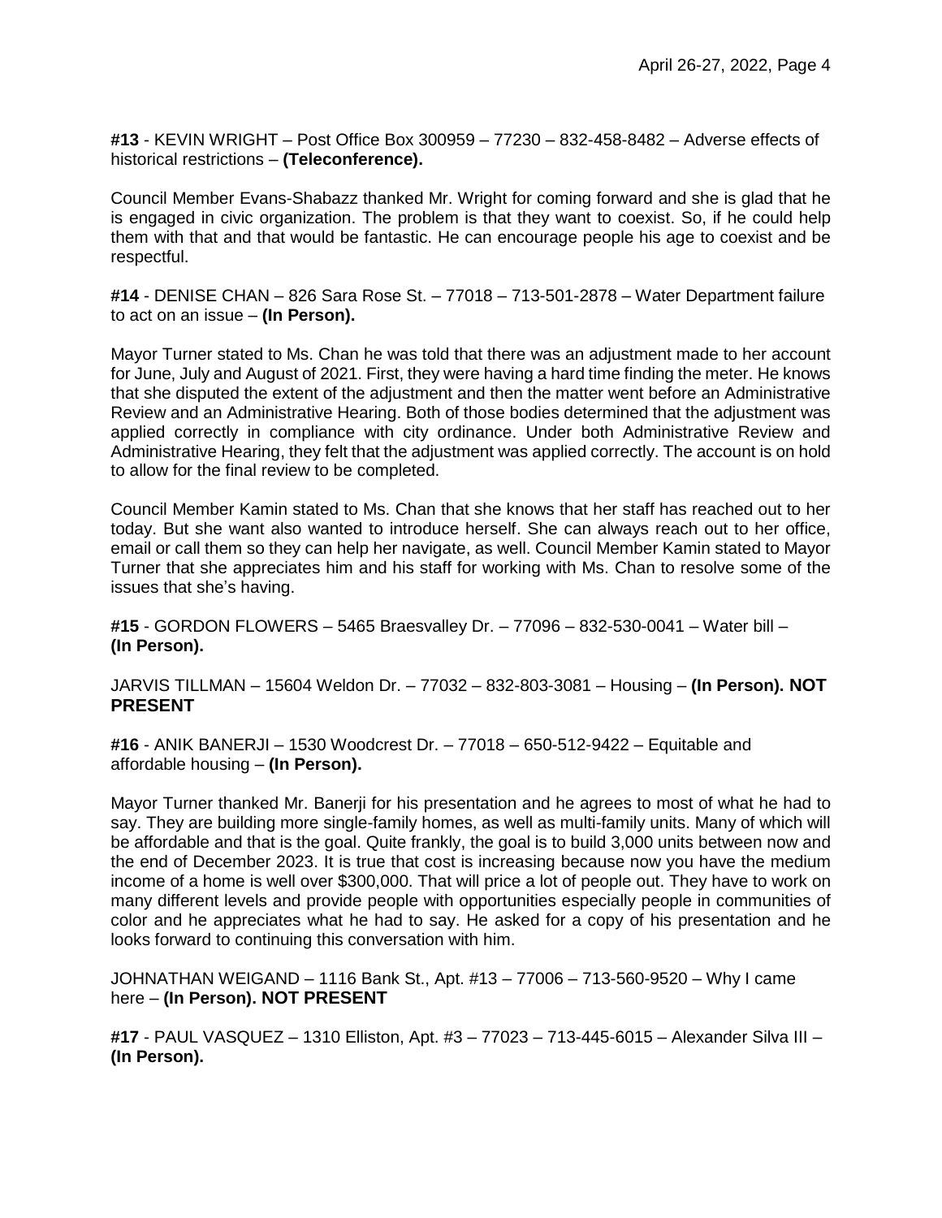**#13** - KEVIN WRIGHT – Post Office Box 300959 – 77230 – 832-458-8482 – Adverse effects of historical restrictions – **(Teleconference).**

Council Member Evans-Shabazz thanked Mr. Wright for coming forward and she is glad that he is engaged in civic organization. The problem is that they want to coexist. So, if he could help them with that and that would be fantastic. He can encourage people his age to coexist and be respectful.

**#14** - DENISE CHAN – 826 Sara Rose St. – 77018 – 713-501-2878 – Water Department failure to act on an issue – **(In Person).**

Mayor Turner stated to Ms. Chan he was told that there was an adjustment made to her account for June, July and August of 2021. First, they were having a hard time finding the meter. He knows that she disputed the extent of the adjustment and then the matter went before an Administrative Review and an Administrative Hearing. Both of those bodies determined that the adjustment was applied correctly in compliance with city ordinance. Under both Administrative Review and Administrative Hearing, they felt that the adjustment was applied correctly. The account is on hold to allow for the final review to be completed.

Council Member Kamin stated to Ms. Chan that she knows that her staff has reached out to her today. But she want also wanted to introduce herself. She can always reach out to her office, email or call them so they can help her navigate, as well. Council Member Kamin stated to Mayor Turner that she appreciates him and his staff for working with Ms. Chan to resolve some of the issues that she's having.

**#15** - GORDON FLOWERS – 5465 Braesvalley Dr. – 77096 – 832-530-0041 – Water bill – **(In Person).**

JARVIS TILLMAN – 15604 Weldon Dr. – 77032 – 832-803-3081 – Housing – **(In Person). NOT PRESENT**

**#16** - ANIK BANERJI – 1530 Woodcrest Dr. – 77018 – 650-512-9422 – Equitable and affordable housing – **(In Person).**

Mayor Turner thanked Mr. Banerji for his presentation and he agrees to most of what he had to say. They are building more single-family homes, as well as multi-family units. Many of which will be affordable and that is the goal. Quite frankly, the goal is to build 3,000 units between now and the end of December 2023. It is true that cost is increasing because now you have the medium income of a home is well over $300,000. That will price a lot of people out. They have to work on many different levels and provide people with opportunities especially people in communities of color and he appreciates what he had to say. He asked for a copy of his presentation and he looks forward to continuing this conversation with him.

JOHNATHAN WEIGAND – 1116 Bank St., Apt. #13 – 77006 – 713-560-9520 – Why I came here – **(In Person). NOT PRESENT**

**#17** - PAUL VASQUEZ – 1310 Elliston, Apt. #3 – 77023 – 713-445-6015 – Alexander Silva III – **(In Person).**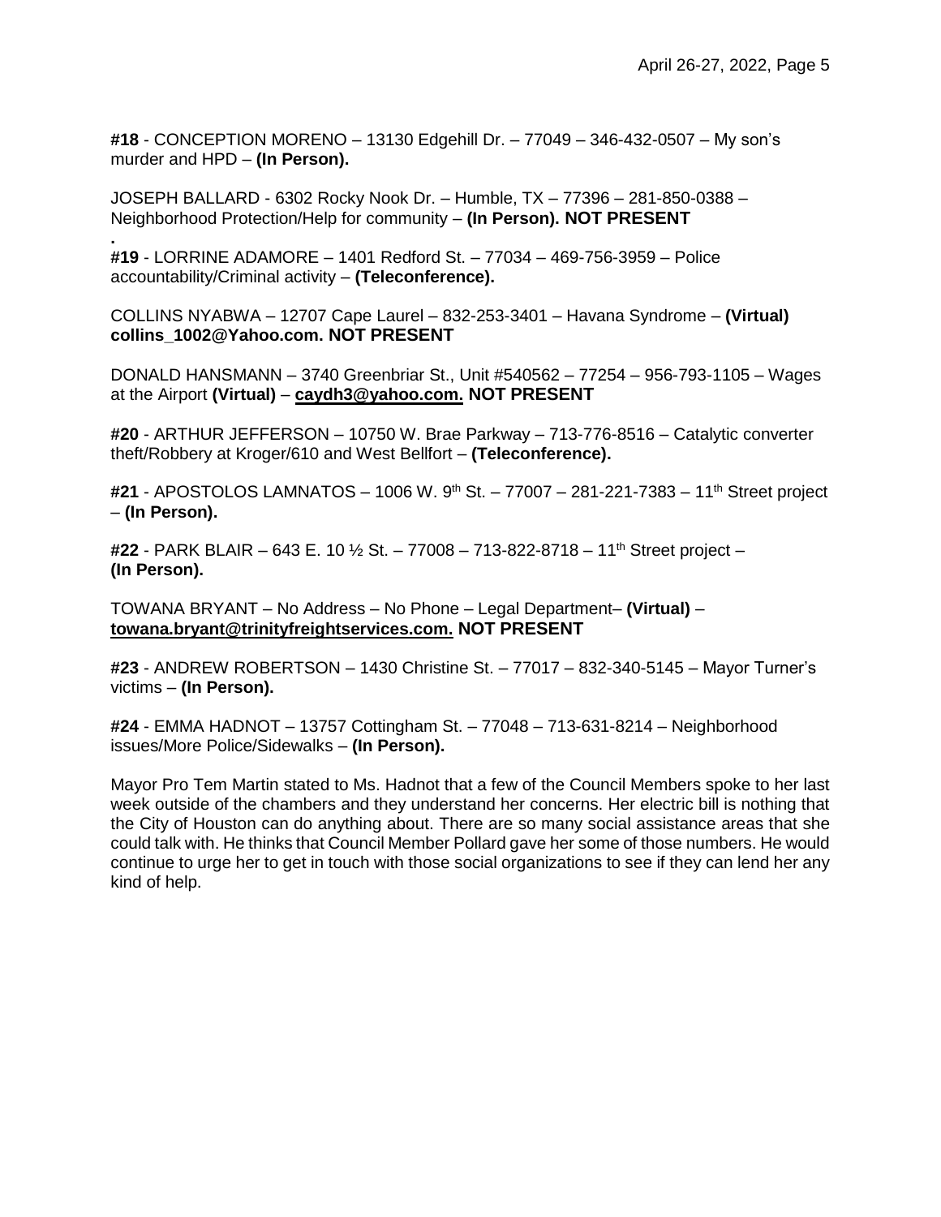**#18** - CONCEPTION MORENO – 13130 Edgehill Dr. – 77049 – 346-432-0507 – My son's murder and HPD – **(In Person).**

JOSEPH BALLARD - 6302 Rocky Nook Dr. – Humble, TX – 77396 – 281-850-0388 – Neighborhood Protection/Help for community – **(In Person). NOT PRESENT**

**.**
**#19** - LORRINE ADAMORE – 1401 Redford St. – 77034 – 469-756-3959 – Police accountability/Criminal activity – **(Teleconference).**

COLLINS NYABWA – 12707 Cape Laurel – 832-253-3401 – Havana Syndrome – **(Virtual) collins_1002@Yahoo.com. NOT PRESENT**

DONALD HANSMANN – 3740 Greenbriar St., Unit #540562 – 77254 – 956-793-1105 – Wages at the Airport **(Virtual)** – **caydh3@yahoo.com. NOT PRESENT**

**#20** - ARTHUR JEFFERSON – 10750 W. Brae Parkway – 713-776-8516 – Catalytic converter theft/Robbery at Kroger/610 and West Bellfort – **(Teleconference).**

**#21** - APOSTOLOS LAMNATOS – 1006 W. 9th St. – 77007 – 281-221-7383 – 11th Street project – **(In Person).**

**#22** - PARK BLAIR – 643 E. 10 ½ St. – 77008 – 713-822-8718 – 11th Street project – **(In Person).**

TOWANA BRYANT – No Address – No Phone – Legal Department– **(Virtual)** – **towana.bryant@trinityfreightservices.com. NOT PRESENT**

**#23** - ANDREW ROBERTSON – 1430 Christine St. – 77017 – 832-340-5145 – Mayor Turner's victims – **(In Person).**

**#24** - EMMA HADNOT – 13757 Cottingham St. – 77048 – 713-631-8214 – Neighborhood issues/More Police/Sidewalks – **(In Person).**

Mayor Pro Tem Martin stated to Ms. Hadnot that a few of the Council Members spoke to her last week outside of the chambers and they understand her concerns. Her electric bill is nothing that the City of Houston can do anything about. There are so many social assistance areas that she could talk with. He thinks that Council Member Pollard gave her some of those numbers. He would continue to urge her to get in touch with those social organizations to see if they can lend her any kind of help.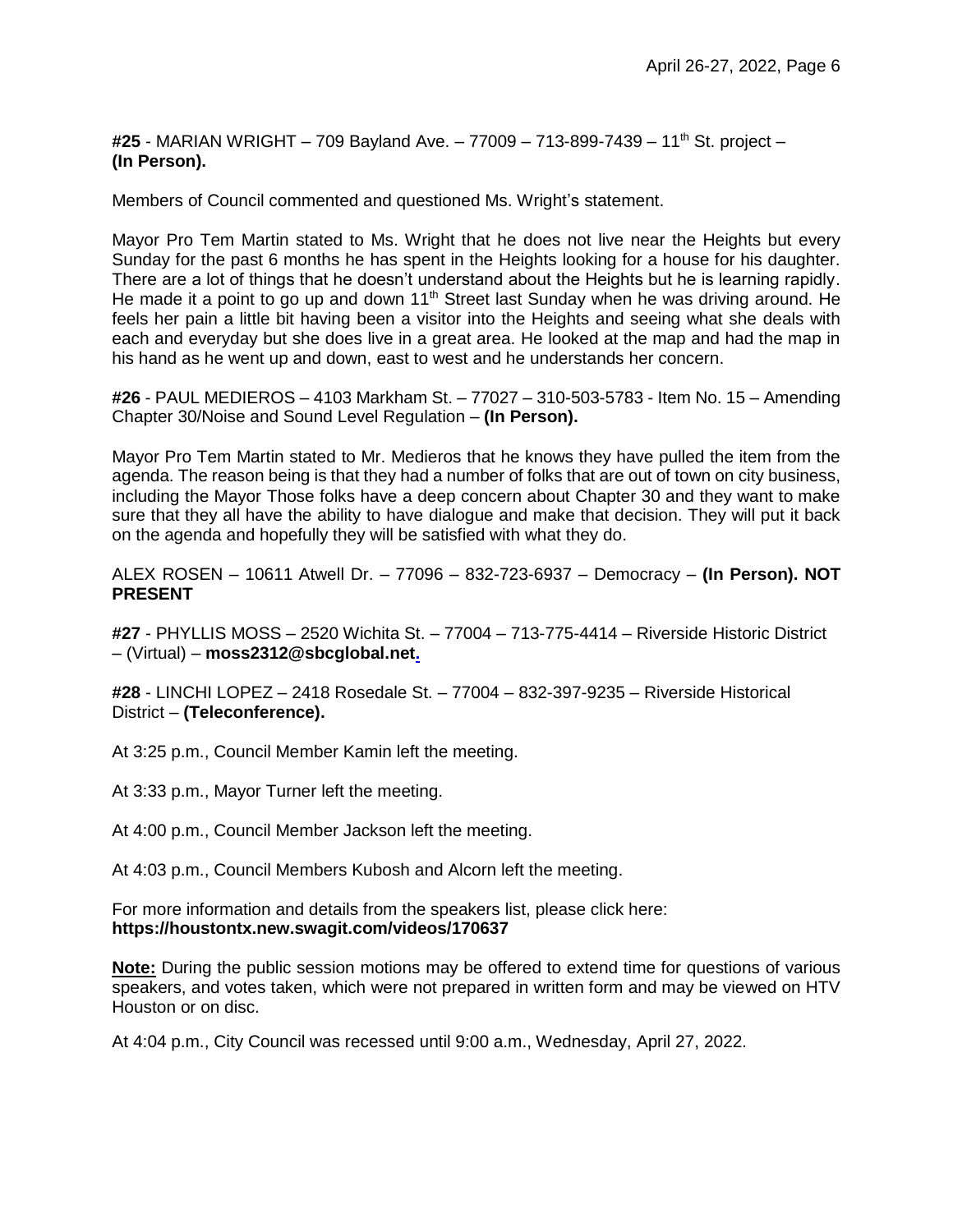**#25** - MARIAN WRIGHT – 709 Bayland Ave. – 77009 – 713-899-7439 – 11th St. project – **(In Person).**

Members of Council commented and questioned Ms. Wright's statement.

Mayor Pro Tem Martin stated to Ms. Wright that he does not live near the Heights but every Sunday for the past 6 months he has spent in the Heights looking for a house for his daughter. There are a lot of things that he doesn't understand about the Heights but he is learning rapidly. He made it a point to go up and down 11th Street last Sunday when he was driving around. He feels her pain a little bit having been a visitor into the Heights and seeing what she deals with each and everyday but she does live in a great area. He looked at the map and had the map in his hand as he went up and down, east to west and he understands her concern.

**#26** - PAUL MEDIEROS – 4103 Markham St. – 77027 – 310-503-5783 - Item No. 15 – Amending Chapter 30/Noise and Sound Level Regulation – **(In Person).**

Mayor Pro Tem Martin stated to Mr. Medieros that he knows they have pulled the item from the agenda. The reason being is that they had a number of folks that are out of town on city business, including the Mayor Those folks have a deep concern about Chapter 30 and they want to make sure that they all have the ability to have dialogue and make that decision. They will put it back on the agenda and hopefully they will be satisfied with what they do.

ALEX ROSEN – 10611 Atwell Dr. – 77096 – 832-723-6937 – Democracy – **(In Person). NOT PRESENT**

**#27** - PHYLLIS MOSS – 2520 Wichita St. – 77004 – 713-775-4414 – Riverside Historic District – (Virtual) – **moss2312@sbcglobal.net.**

**#28** - LINCHI LOPEZ – 2418 Rosedale St. – 77004 – 832-397-9235 – Riverside Historical District – **(Teleconference).**

At 3:25 p.m., Council Member Kamin left the meeting.

At 3:33 p.m., Mayor Turner left the meeting.

At 4:00 p.m., Council Member Jackson left the meeting.

At 4:03 p.m., Council Members Kubosh and Alcorn left the meeting.

For more information and details from the speakers list, please click here:
**https://houstontx.new.swagit.com/videos/170637**

**Note:** During the public session motions may be offered to extend time for questions of various speakers, and votes taken, which were not prepared in written form and may be viewed on HTV Houston or on disc.

At 4:04 p.m., City Council was recessed until 9:00 a.m., Wednesday, April 27, 2022.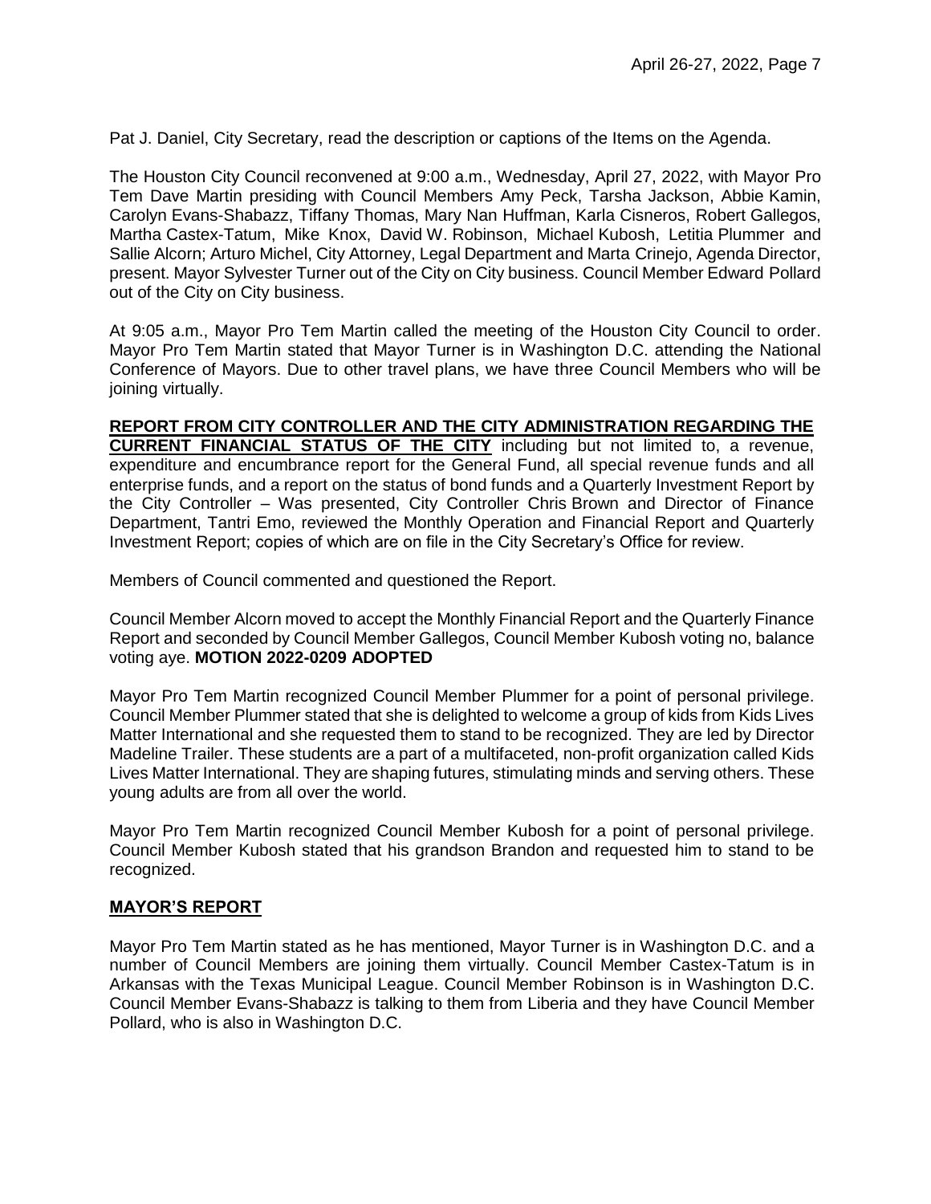Pat J. Daniel, City Secretary, read the description or captions of the Items on the Agenda.

The Houston City Council reconvened at 9:00 a.m., Wednesday, April 27, 2022, with Mayor Pro Tem Dave Martin presiding with Council Members Amy Peck, Tarsha Jackson, Abbie Kamin, Carolyn Evans-Shabazz, Tiffany Thomas, Mary Nan Huffman, Karla Cisneros, Robert Gallegos, Martha Castex-Tatum, Mike Knox, David W. Robinson, Michael Kubosh, Letitia Plummer and Sallie Alcorn; Arturo Michel, City Attorney, Legal Department and Marta Crinejo, Agenda Director, present. Mayor Sylvester Turner out of the City on City business. Council Member Edward Pollard out of the City on City business.

At 9:05 a.m., Mayor Pro Tem Martin called the meeting of the Houston City Council to order. Mayor Pro Tem Martin stated that Mayor Turner is in Washington D.C. attending the National Conference of Mayors. Due to other travel plans, we have three Council Members who will be joining virtually.

**REPORT FROM CITY CONTROLLER AND THE CITY ADMINISTRATION REGARDING THE CURRENT FINANCIAL STATUS OF THE CITY** including but not limited to, a revenue, expenditure and encumbrance report for the General Fund, all special revenue funds and all enterprise funds, and a report on the status of bond funds and a Quarterly Investment Report by the City Controller – Was presented, City Controller Chris Brown and Director of Finance Department, Tantri Emo, reviewed the Monthly Operation and Financial Report and Quarterly Investment Report; copies of which are on file in the City Secretary's Office for review.

Members of Council commented and questioned the Report.

Council Member Alcorn moved to accept the Monthly Financial Report and the Quarterly Finance Report and seconded by Council Member Gallegos, Council Member Kubosh voting no, balance voting aye. **MOTION 2022-0209 ADOPTED**

Mayor Pro Tem Martin recognized Council Member Plummer for a point of personal privilege. Council Member Plummer stated that she is delighted to welcome a group of kids from Kids Lives Matter International and she requested them to stand to be recognized. They are led by Director Madeline Trailer. These students are a part of a multifaceted, non-profit organization called Kids Lives Matter International. They are shaping futures, stimulating minds and serving others. These young adults are from all over the world.

Mayor Pro Tem Martin recognized Council Member Kubosh for a point of personal privilege. Council Member Kubosh stated that his grandson Brandon and requested him to stand to be recognized.

## MAYOR'S REPORT

Mayor Pro Tem Martin stated as he has mentioned, Mayor Turner is in Washington D.C. and a number of Council Members are joining them virtually. Council Member Castex-Tatum is in Arkansas with the Texas Municipal League. Council Member Robinson is in Washington D.C. Council Member Evans-Shabazz is talking to them from Liberia and they have Council Member Pollard, who is also in Washington D.C.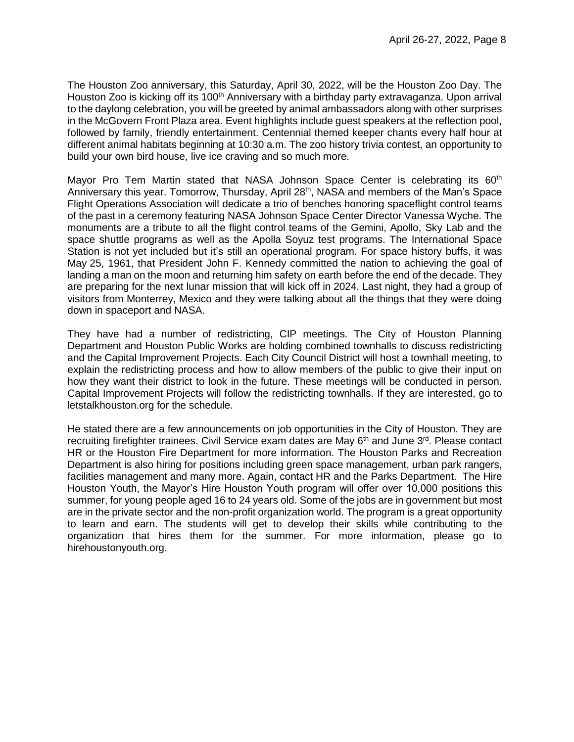The Houston Zoo anniversary, this Saturday, April 30, 2022, will be the Houston Zoo Day. The Houston Zoo is kicking off its 100th Anniversary with a birthday party extravaganza. Upon arrival to the daylong celebration, you will be greeted by animal ambassadors along with other surprises in the McGovern Front Plaza area. Event highlights include guest speakers at the reflection pool, followed by family, friendly entertainment. Centennial themed keeper chants every half hour at different animal habitats beginning at 10:30 a.m. The zoo history trivia contest, an opportunity to build your own bird house, live ice craving and so much more.

Mayor Pro Tem Martin stated that NASA Johnson Space Center is celebrating its 60th Anniversary this year. Tomorrow, Thursday, April 28th, NASA and members of the Man's Space Flight Operations Association will dedicate a trio of benches honoring spaceflight control teams of the past in a ceremony featuring NASA Johnson Space Center Director Vanessa Wyche. The monuments are a tribute to all the flight control teams of the Gemini, Apollo, Sky Lab and the space shuttle programs as well as the Apolla Soyuz test programs. The International Space Station is not yet included but it's still an operational program. For space history buffs, it was May 25, 1961, that President John F. Kennedy committed the nation to achieving the goal of landing a man on the moon and returning him safety on earth before the end of the decade. They are preparing for the next lunar mission that will kick off in 2024. Last night, they had a group of visitors from Monterrey, Mexico and they were talking about all the things that they were doing down in spaceport and NASA.

They have had a number of redistricting, CIP meetings. The City of Houston Planning Department and Houston Public Works are holding combined townhalls to discuss redistricting and the Capital Improvement Projects. Each City Council District will host a townhall meeting, to explain the redistricting process and how to allow members of the public to give their input on how they want their district to look in the future. These meetings will be conducted in person. Capital Improvement Projects will follow the redistricting townhalls. If they are interested, go to letstalkhouston.org for the schedule.

He stated there are a few announcements on job opportunities in the City of Houston. They are recruiting firefighter trainees. Civil Service exam dates are May 6th and June 3rd. Please contact HR or the Houston Fire Department for more information. The Houston Parks and Recreation Department is also hiring for positions including green space management, urban park rangers, facilities management and many more. Again, contact HR and the Parks Department. The Hire Houston Youth, the Mayor's Hire Houston Youth program will offer over 10,000 positions this summer, for young people aged 16 to 24 years old. Some of the jobs are in government but most are in the private sector and the non-profit organization world. The program is a great opportunity to learn and earn. The students will get to develop their skills while contributing to the organization that hires them for the summer. For more information, please go to hirehoustonyouth.org.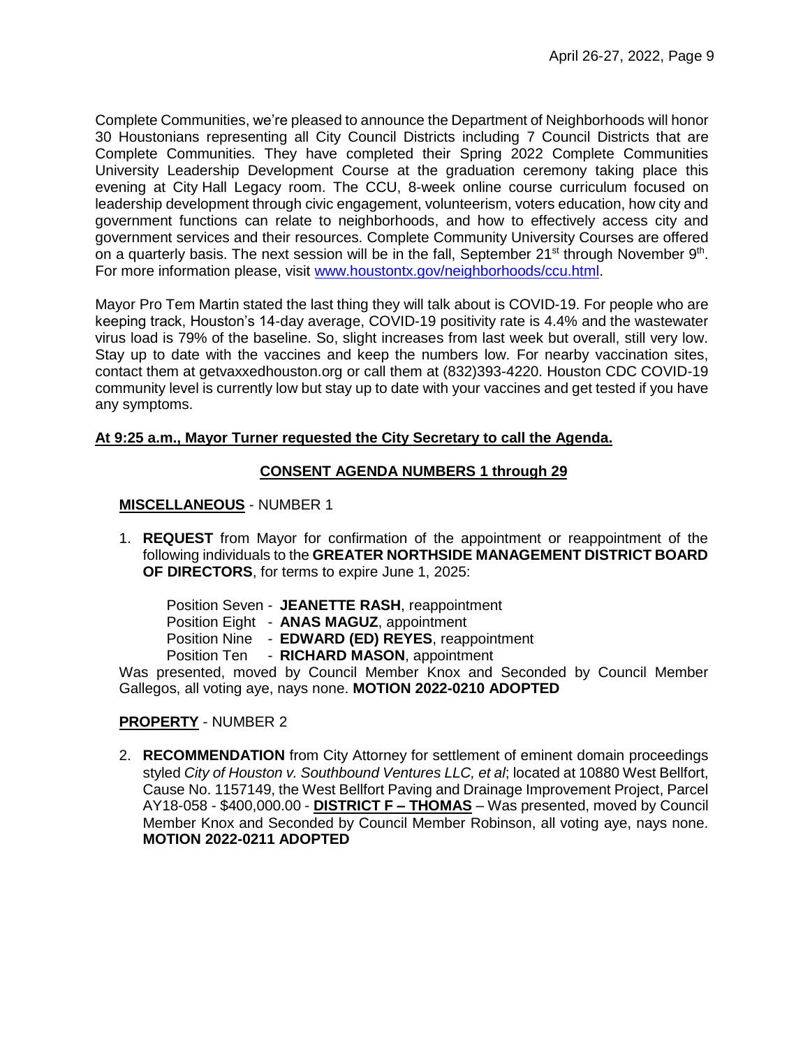Complete Communities, we're pleased to announce the Department of Neighborhoods will honor 30 Houstonians representing all City Council Districts including 7 Council Districts that are Complete Communities. They have completed their Spring 2022 Complete Communities University Leadership Development Course at the graduation ceremony taking place this evening at City Hall Legacy room. The CCU, 8-week online course curriculum focused on leadership development through civic engagement, volunteerism, voters education, how city and government functions can relate to neighborhoods, and how to effectively access city and government services and their resources. Complete Community University Courses are offered on a quarterly basis. The next session will be in the fall, September 21st through November 9th. For more information please, visit [www.houstontx.gov/neighborhoods/ccu.html](www.houstontx.gov/neighborhoods/ccu.html).

Mayor Pro Tem Martin stated the last thing they will talk about is COVID-19. For people who are keeping track, Houston's 14-day average, COVID-19 positivity rate is 4.4% and the wastewater virus load is 79% of the baseline. So, slight increases from last week but overall, still very low. Stay up to date with the vaccines and keep the numbers low. For nearby vaccination sites, contact them at getvaxxedhouston.org or call them at (832)393-4220. Houston CDC COVID-19 community level is currently low but stay up to date with your vaccines and get tested if you have any symptoms.

**At 9:25 a.m., Mayor Turner requested the City Secretary to call the Agenda.**

**CONSENT AGENDA NUMBERS 1 through 29**

**MISCELLANEOUS** - NUMBER 1

1. **REQUEST** from Mayor for confirmation of the appointment or reappointment of the following individuals to the **GREATER NORTHSIDE MANAGEMENT DISTRICT BOARD OF DIRECTORS**, for terms to expire June 1, 2025:

   Position Seven - **JEANETTE RASH**, reappointment
   Position Eight - **ANAS MAGUZ**, appointment
   Position Nine - **EDWARD (ED) REYES**, reappointment
   Position Ten - **RICHARD MASON**, appointment

   Was presented, moved by Council Member Knox and Seconded by Council Member Gallegos, all voting aye, nays none. **MOTION 2022-0210 ADOPTED**

**PROPERTY** - NUMBER 2

2. **RECOMMENDATION** from City Attorney for settlement of eminent domain proceedings styled *City of Houston v. Southbound Ventures LLC, et al*; located at 10880 West Bellfort, Cause No. 1157149, the West Bellfort Paving and Drainage Improvement Project, Parcel AY18-058 - $400,000.00 - **DISTRICT F – THOMAS** – Was presented, moved by Council Member Knox and Seconded by Council Member Robinson, all voting aye, nays none. **MOTION 2022-0211 ADOPTED**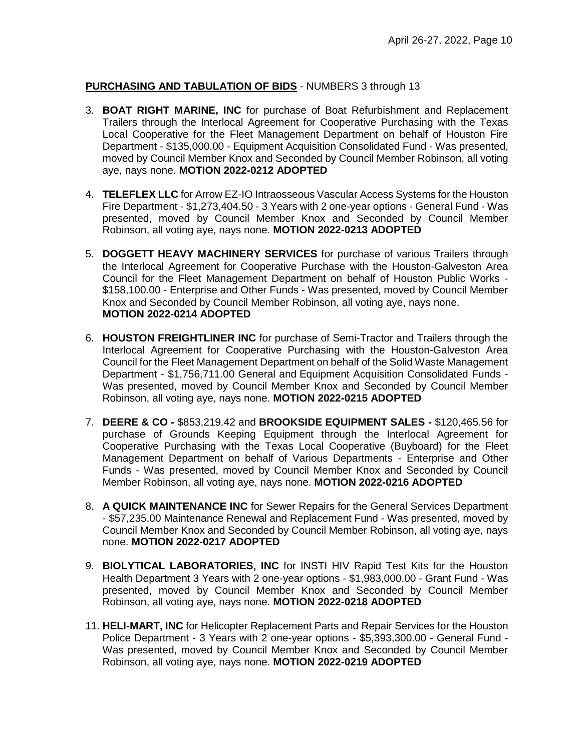**PURCHASING AND TABULATION OF BIDS** - NUMBERS 3 through 13

3. **BOAT RIGHT MARINE, INC** for purchase of Boat Refurbishment and Replacement Trailers through the Interlocal Agreement for Cooperative Purchasing with the Texas Local Cooperative for the Fleet Management Department on behalf of Houston Fire Department - $135,000.00 - Equipment Acquisition Consolidated Fund - Was presented, moved by Council Member Knox and Seconded by Council Member Robinson, all voting aye, nays none. **MOTION 2022-0212 ADOPTED**

4. **TELEFLEX LLC** for Arrow EZ-IO Intraosseous Vascular Access Systems for the Houston Fire Department - $1,273,404.50 - 3 Years with 2 one-year options - General Fund - Was presented, moved by Council Member Knox and Seconded by Council Member Robinson, all voting aye, nays none. **MOTION 2022-0213 ADOPTED**

5. **DOGGETT HEAVY MACHINERY SERVICES** for purchase of various Trailers through the Interlocal Agreement for Cooperative Purchase with the Houston-Galveston Area Council for the Fleet Management Department on behalf of Houston Public Works - $158,100.00 - Enterprise and Other Funds - Was presented, moved by Council Member Knox and Seconded by Council Member Robinson, all voting aye, nays none. **MOTION 2022-0214 ADOPTED**

6. **HOUSTON FREIGHTLINER INC** for purchase of Semi-Tractor and Trailers through the Interlocal Agreement for Cooperative Purchasing with the Houston-Galveston Area Council for the Fleet Management Department on behalf of the Solid Waste Management Department - $1,756,711.00 General and Equipment Acquisition Consolidated Funds - Was presented, moved by Council Member Knox and Seconded by Council Member Robinson, all voting aye, nays none. **MOTION 2022-0215 ADOPTED**

7. **DEERE & CO -** $853,219.42 and **BROOKSIDE EQUIPMENT SALES -** $120,465.56 for purchase of Grounds Keeping Equipment through the Interlocal Agreement for Cooperative Purchasing with the Texas Local Cooperative (Buyboard) for the Fleet Management Department on behalf of Various Departments - Enterprise and Other Funds - Was presented, moved by Council Member Knox and Seconded by Council Member Robinson, all voting aye, nays none. **MOTION 2022-0216 ADOPTED**

8. **A QUICK MAINTENANCE INC** for Sewer Repairs for the General Services Department - $57,235.00 Maintenance Renewal and Replacement Fund - Was presented, moved by Council Member Knox and Seconded by Council Member Robinson, all voting aye, nays none. **MOTION 2022-0217 ADOPTED**

9. **BIOLYTICAL LABORATORIES, INC** for INSTI HIV Rapid Test Kits for the Houston Health Department 3 Years with 2 one-year options - $1,983,000.00 - Grant Fund - Was presented, moved by Council Member Knox and Seconded by Council Member Robinson, all voting aye, nays none. **MOTION 2022-0218 ADOPTED**

11. **HELI-MART, INC** for Helicopter Replacement Parts and Repair Services for the Houston Police Department - 3 Years with 2 one-year options - $5,393,300.00 - General Fund - Was presented, moved by Council Member Knox and Seconded by Council Member Robinson, all voting aye, nays none. **MOTION 2022-0219 ADOPTED**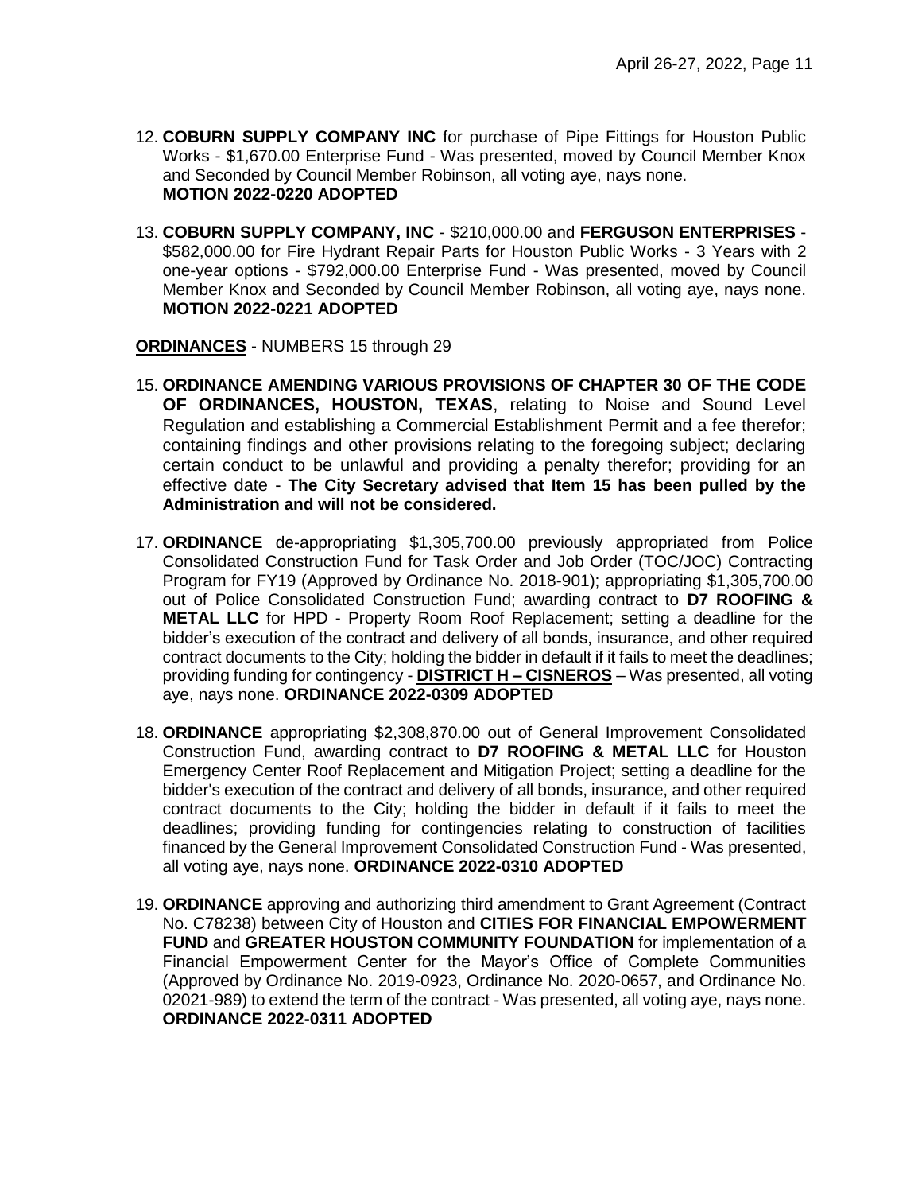12. **COBURN SUPPLY COMPANY INC** for purchase of Pipe Fittings for Houston Public Works - $1,670.00 Enterprise Fund - Was presented, moved by Council Member Knox and Seconded by Council Member Robinson, all voting aye, nays none. **MOTION 2022-0220 ADOPTED**

13. **COBURN SUPPLY COMPANY, INC** - $210,000.00 and **FERGUSON ENTERPRISES** - $582,000.00 for Fire Hydrant Repair Parts for Houston Public Works - 3 Years with 2 one-year options - $792,000.00 Enterprise Fund - Was presented, moved by Council Member Knox and Seconded by Council Member Robinson, all voting aye, nays none. **MOTION 2022-0221 ADOPTED**

**ORDINANCES** - NUMBERS 15 through 29

15. **ORDINANCE AMENDING VARIOUS PROVISIONS OF CHAPTER 30 OF THE CODE OF ORDINANCES, HOUSTON, TEXAS**, relating to Noise and Sound Level Regulation and establishing a Commercial Establishment Permit and a fee therefor; containing findings and other provisions relating to the foregoing subject; declaring certain conduct to be unlawful and providing a penalty therefor; providing for an effective date - **The City Secretary advised that Item 15 has been pulled by the Administration and will not be considered.**

17. **ORDINANCE** de-appropriating $1,305,700.00 previously appropriated from Police Consolidated Construction Fund for Task Order and Job Order (TOC/JOC) Contracting Program for FY19 (Approved by Ordinance No. 2018-901); appropriating $1,305,700.00 out of Police Consolidated Construction Fund; awarding contract to **D7 ROOFING & METAL LLC** for HPD - Property Room Roof Replacement; setting a deadline for the bidder's execution of the contract and delivery of all bonds, insurance, and other required contract documents to the City; holding the bidder in default if it fails to meet the deadlines; providing funding for contingency - **DISTRICT H – CISNEROS** – Was presented, all voting aye, nays none. **ORDINANCE 2022-0309 ADOPTED**

18. **ORDINANCE** appropriating $2,308,870.00 out of General Improvement Consolidated Construction Fund, awarding contract to **D7 ROOFING & METAL LLC** for Houston Emergency Center Roof Replacement and Mitigation Project; setting a deadline for the bidder's execution of the contract and delivery of all bonds, insurance, and other required contract documents to the City; holding the bidder in default if it fails to meet the deadlines; providing funding for contingencies relating to construction of facilities financed by the General Improvement Consolidated Construction Fund - Was presented, all voting aye, nays none. **ORDINANCE 2022-0310 ADOPTED**

19. **ORDINANCE** approving and authorizing third amendment to Grant Agreement (Contract No. C78238) between City of Houston and **CITIES FOR FINANCIAL EMPOWERMENT FUND** and **GREATER HOUSTON COMMUNITY FOUNDATION** for implementation of a Financial Empowerment Center for the Mayor's Office of Complete Communities (Approved by Ordinance No. 2019-0923, Ordinance No. 2020-0657, and Ordinance No. 02021-989) to extend the term of the contract - Was presented, all voting aye, nays none. **ORDINANCE 2022-0311 ADOPTED**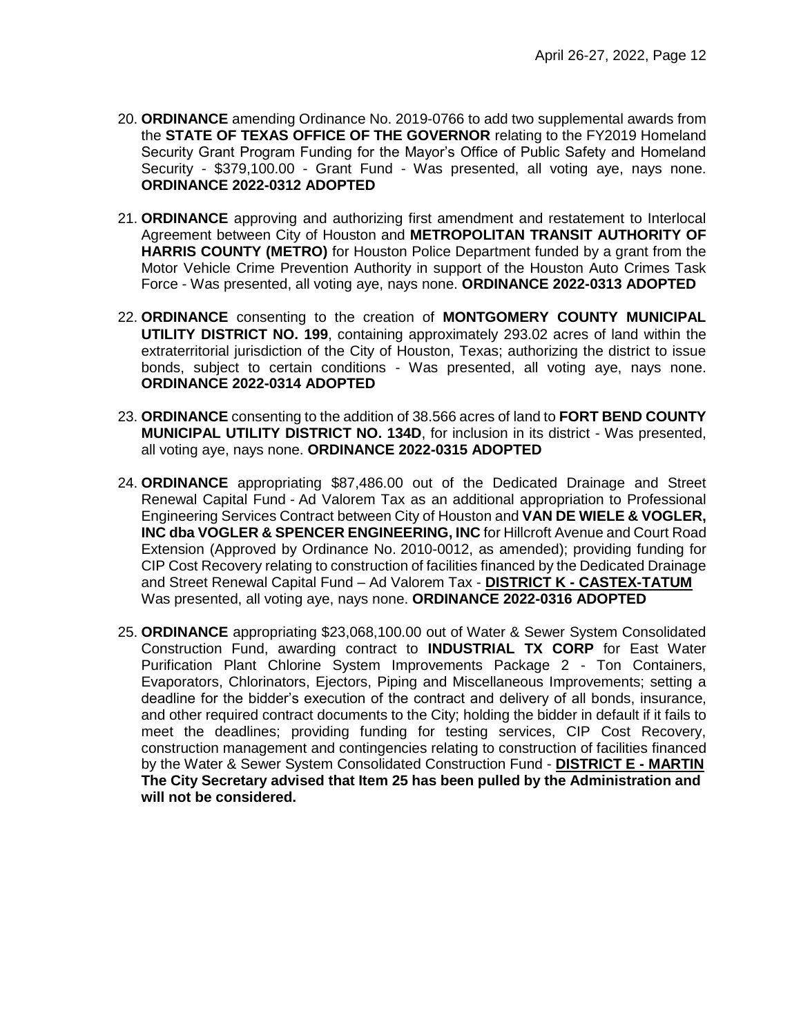20. **ORDINANCE** amending Ordinance No. 2019-0766 to add two supplemental awards from the **STATE OF TEXAS OFFICE OF THE GOVERNOR** relating to the FY2019 Homeland Security Grant Program Funding for the Mayor's Office of Public Safety and Homeland Security - $379,100.00 - Grant Fund - Was presented, all voting aye, nays none. **ORDINANCE 2022-0312 ADOPTED**

21. **ORDINANCE** approving and authorizing first amendment and restatement to Interlocal Agreement between City of Houston and **METROPOLITAN TRANSIT AUTHORITY OF HARRIS COUNTY (METRO)** for Houston Police Department funded by a grant from the Motor Vehicle Crime Prevention Authority in support of the Houston Auto Crimes Task Force - Was presented, all voting aye, nays none. **ORDINANCE 2022-0313 ADOPTED**

22. **ORDINANCE** consenting to the creation of **MONTGOMERY COUNTY MUNICIPAL UTILITY DISTRICT NO. 199**, containing approximately 293.02 acres of land within the extraterritorial jurisdiction of the City of Houston, Texas; authorizing the district to issue bonds, subject to certain conditions - Was presented, all voting aye, nays none. **ORDINANCE 2022-0314 ADOPTED**

23. **ORDINANCE** consenting to the addition of 38.566 acres of land to **FORT BEND COUNTY MUNICIPAL UTILITY DISTRICT NO. 134D**, for inclusion in its district - Was presented, all voting aye, nays none. **ORDINANCE 2022-0315 ADOPTED**

24. **ORDINANCE** appropriating $87,486.00 out of the Dedicated Drainage and Street Renewal Capital Fund - Ad Valorem Tax as an additional appropriation to Professional Engineering Services Contract between City of Houston and **VAN DE WIELE & VOGLER, INC dba VOGLER & SPENCER ENGINEERING, INC** for Hillcroft Avenue and Court Road Extension (Approved by Ordinance No. 2010-0012, as amended); providing funding for CIP Cost Recovery relating to construction of facilities financed by the Dedicated Drainage and Street Renewal Capital Fund – Ad Valorem Tax - **DISTRICT K - CASTEX-TATUM** Was presented, all voting aye, nays none. **ORDINANCE 2022-0316 ADOPTED**

25. **ORDINANCE** appropriating $23,068,100.00 out of Water & Sewer System Consolidated Construction Fund, awarding contract to **INDUSTRIAL TX CORP** for East Water Purification Plant Chlorine System Improvements Package 2 - Ton Containers, Evaporators, Chlorinators, Ejectors, Piping and Miscellaneous Improvements; setting a deadline for the bidder's execution of the contract and delivery of all bonds, insurance, and other required contract documents to the City; holding the bidder in default if it fails to meet the deadlines; providing funding for testing services, CIP Cost Recovery, construction management and contingencies relating to construction of facilities financed by the Water & Sewer System Consolidated Construction Fund - **DISTRICT E - MARTIN** **The City Secretary advised that Item 25 has been pulled by the Administration and will not be considered.**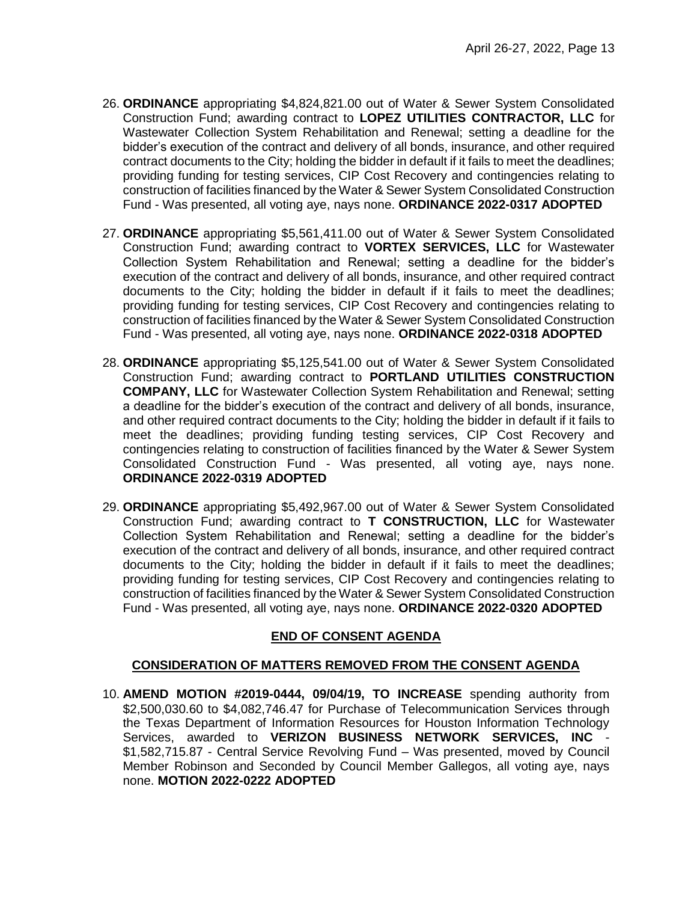26. **ORDINANCE** appropriating $4,824,821.00 out of Water & Sewer System Consolidated Construction Fund; awarding contract to **LOPEZ UTILITIES CONTRACTOR, LLC** for Wastewater Collection System Rehabilitation and Renewal; setting a deadline for the bidder's execution of the contract and delivery of all bonds, insurance, and other required contract documents to the City; holding the bidder in default if it fails to meet the deadlines; providing funding for testing services, CIP Cost Recovery and contingencies relating to construction of facilities financed by the Water & Sewer System Consolidated Construction Fund - Was presented, all voting aye, nays none. **ORDINANCE 2022-0317 ADOPTED**

27. **ORDINANCE** appropriating $5,561,411.00 out of Water & Sewer System Consolidated Construction Fund; awarding contract to **VORTEX SERVICES, LLC** for Wastewater Collection System Rehabilitation and Renewal; setting a deadline for the bidder's execution of the contract and delivery of all bonds, insurance, and other required contract documents to the City; holding the bidder in default if it fails to meet the deadlines; providing funding for testing services, CIP Cost Recovery and contingencies relating to construction of facilities financed by the Water & Sewer System Consolidated Construction Fund - Was presented, all voting aye, nays none. **ORDINANCE 2022-0318 ADOPTED**

28. **ORDINANCE** appropriating $5,125,541.00 out of Water & Sewer System Consolidated Construction Fund; awarding contract to **PORTLAND UTILITIES CONSTRUCTION COMPANY, LLC** for Wastewater Collection System Rehabilitation and Renewal; setting a deadline for the bidder's execution of the contract and delivery of all bonds, insurance, and other required contract documents to the City; holding the bidder in default if it fails to meet the deadlines; providing funding testing services, CIP Cost Recovery and contingencies relating to construction of facilities financed by the Water & Sewer System Consolidated Construction Fund - Was presented, all voting aye, nays none. **ORDINANCE 2022-0319 ADOPTED**

29. **ORDINANCE** appropriating $5,492,967.00 out of Water & Sewer System Consolidated Construction Fund; awarding contract to **T CONSTRUCTION, LLC** for Wastewater Collection System Rehabilitation and Renewal; setting a deadline for the bidder's execution of the contract and delivery of all bonds, insurance, and other required contract documents to the City; holding the bidder in default if it fails to meet the deadlines; providing funding for testing services, CIP Cost Recovery and contingencies relating to construction of facilities financed by the Water & Sewer System Consolidated Construction Fund - Was presented, all voting aye, nays none. **ORDINANCE 2022-0320 ADOPTED**

**END OF CONSENT AGENDA**

**CONSIDERATION OF MATTERS REMOVED FROM THE CONSENT AGENDA**

10. **AMEND MOTION #2019-0444, 09/04/19, TO INCREASE** spending authority from $2,500,030.60 to $4,082,746.47 for Purchase of Telecommunication Services through the Texas Department of Information Resources for Houston Information Technology Services, awarded to **VERIZON BUSINESS NETWORK SERVICES, INC** - $1,582,715.87 - Central Service Revolving Fund – Was presented, moved by Council Member Robinson and Seconded by Council Member Gallegos, all voting aye, nays none. **MOTION 2022-0222 ADOPTED**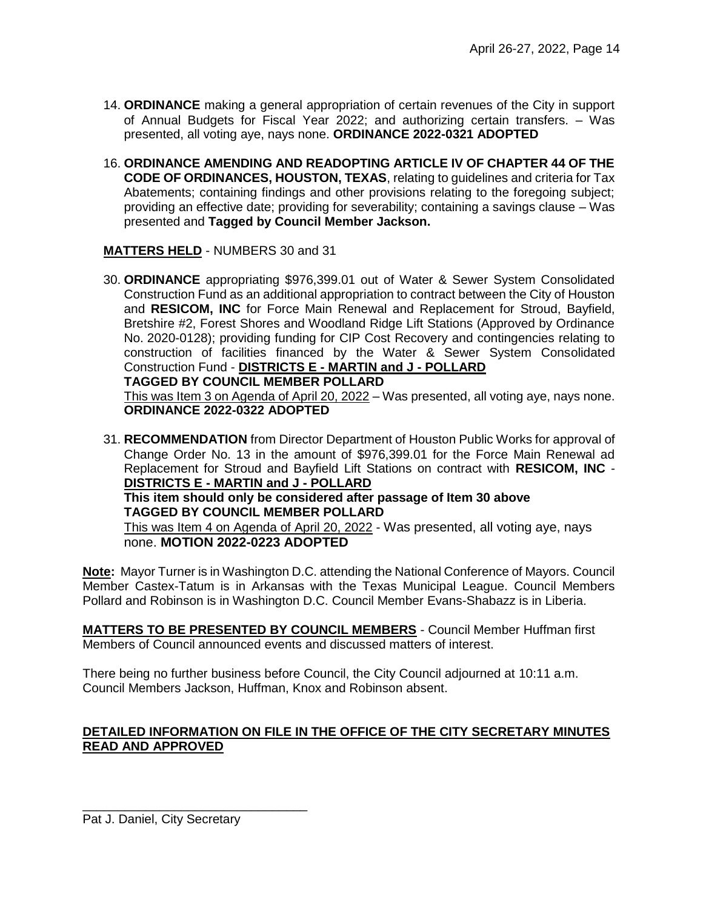14. **ORDINANCE** making a general appropriation of certain revenues of the City in support of Annual Budgets for Fiscal Year 2022; and authorizing certain transfers. – Was presented, all voting aye, nays none. **ORDINANCE 2022-0321 ADOPTED**

16. **ORDINANCE AMENDING AND READOPTING ARTICLE IV OF CHAPTER 44 OF THE CODE OF ORDINANCES, HOUSTON, TEXAS**, relating to guidelines and criteria for Tax Abatements; containing findings and other provisions relating to the foregoing subject; providing an effective date; providing for severability; containing a savings clause – Was presented and **Tagged by Council Member Jackson.**

**MATTERS HELD** - NUMBERS 30 and 31

30. **ORDINANCE** appropriating $976,399.01 out of Water & Sewer System Consolidated Construction Fund as an additional appropriation to contract between the City of Houston and **RESICOM, INC** for Force Main Renewal and Replacement for Stroud, Bayfield, Bretshire #2, Forest Shores and Woodland Ridge Lift Stations (Approved by Ordinance No. 2020-0128); providing funding for CIP Cost Recovery and contingencies relating to construction of facilities financed by the Water & Sewer System Consolidated Construction Fund - **DISTRICTS E - MARTIN and J - POLLARD**
    **TAGGED BY COUNCIL MEMBER POLLARD**
    This was Item 3 on Agenda of April 20, 2022 – Was presented, all voting aye, nays none. **ORDINANCE 2022-0322 ADOPTED**

31. **RECOMMENDATION** from Director Department of Houston Public Works for approval of Change Order No. 13 in the amount of $976,399.01 for the Force Main Renewal ad Replacement for Stroud and Bayfield Lift Stations on contract with **RESICOM, INC** - **DISTRICTS E - MARTIN and J - POLLARD**
    **This item should only be considered after passage of Item 30 above**
    **TAGGED BY COUNCIL MEMBER POLLARD**
    This was Item 4 on Agenda of April 20, 2022 - Was presented, all voting aye, nays none. **MOTION 2022-0223 ADOPTED**

**Note:** Mayor Turner is in Washington D.C. attending the National Conference of Mayors. Council Member Castex-Tatum is in Arkansas with the Texas Municipal League. Council Members Pollard and Robinson is in Washington D.C. Council Member Evans-Shabazz is in Liberia.

**MATTERS TO BE PRESENTED BY COUNCIL MEMBERS** - Council Member Huffman first
Members of Council announced events and discussed matters of interest.

There being no further business before Council, the City Council adjourned at 10:11 a.m.
Council Members Jackson, Huffman, Knox and Robinson absent.

**DETAILED INFORMATION ON FILE IN THE OFFICE OF THE CITY SECRETARY MINUTES READ AND APPROVED**

\_\_\_\_\_\_\_\_\_\_\_\_\_\_\_\_\_\_\_\_\_\_\_\_\_\_\_\_\_\_\_\_\_\_
Pat J. Daniel, City Secretary